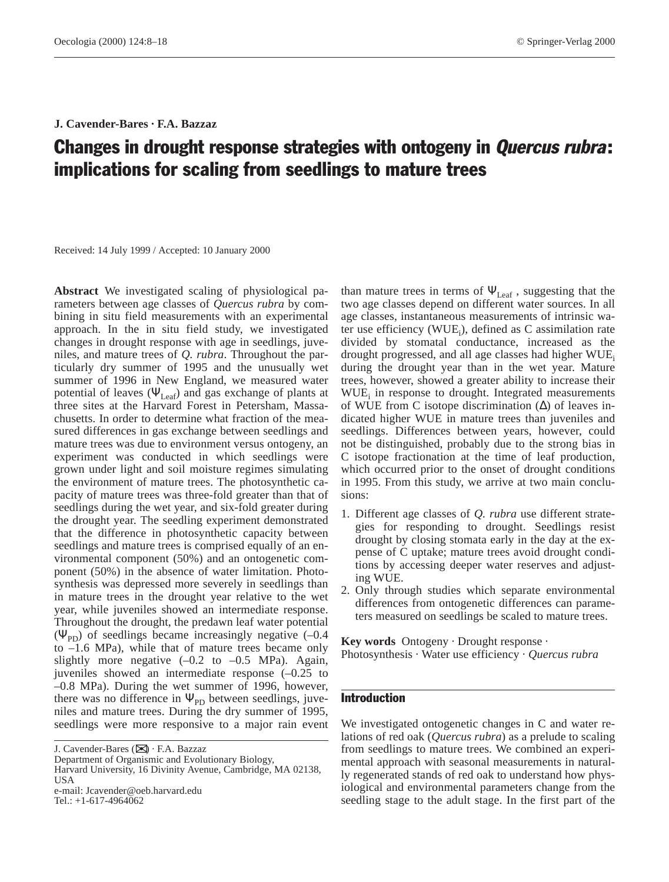J. Cavender-Bares · F.A. Bazzaz

# Changes in drought response strategies with ontogeny in *Quercus rubra*: implications for scaling from seedlings to mature trees

Received: 14 July 1999 / Accepted: 10 January 2000

**Abstract** We investigated scaling of physiological parameters between age classes of *Quercus rubra* by combining in situ field measurements with an experimental approach. In the in situ field study, we investigated changes in drought response with age in seedlings, juveniles, and mature trees of *Q. rubra*. Throughout the particularly dry summer of 1995 and the unusually wet summer of 1996 in New England, we measured water potential of leaves ($\Psi_{Leaf}$) and gas exchange of plants at three sites at the Harvard Forest in Petersham, Massachusetts. In order to determine what fraction of the measured differences in gas exchange between seedlings and mature trees was due to environment versus ontogeny, an experiment was conducted in which seedlings were grown under light and soil moisture regimes simulating the environment of mature trees. The photosynthetic capacity of mature trees was three-fold greater than that of seedlings during the wet year, and six-fold greater during the drought year. The seedling experiment demonstrated that the difference in photosynthetic capacity between seedlings and mature trees is comprised equally of an environmental component (50%) and an ontogenetic component (50%) in the absence of water limitation. Photosynthesis was depressed more severely in seedlings than in mature trees in the drought year relative to the wet year, while juveniles showed an intermediate response. Throughout the drought, the predawn leaf water potential ($\Psi_{PD}$) of seedlings became increasingly negative (–0.4 to –1.6 MPa), while that of mature trees became only slightly more negative (–0.2 to –0.5 MPa). Again, juveniles showed an intermediate response (–0.25 to –0.8 MPa). During the wet summer of 1996, however, there was no difference in $\Psi_{PD}$ between seedlings, juveniles and mature trees. During the dry summer of 1995, seedlings were more responsive to a major rain event than mature trees in terms of $\Psi_{Leaf}$, suggesting that the two age classes depend on different water sources. In all age classes, instantaneous measurements of intrinsic water use efficiency ($WUE_i$), defined as C assimilation rate divided by stomatal conductance, increased as the drought progressed, and all age classes had higher $WUE_i$ during the drought year than in the wet year. Mature trees, however, showed a greater ability to increase their $WUE_i$ in response to drought. Integrated measurements of WUE from C isotope discrimination ($\Delta$) of leaves indicated higher WUE in mature trees than juveniles and seedlings. Differences between years, however, could not be distinguished, probably due to the strong bias in C isotope fractionation at the time of leaf production, which occurred prior to the onset of drought conditions in 1995. From this study, we arrive at two main conclusions:

1. Different age classes of *Q. rubra* use different strategies for responding to drought. Seedlings resist drought by closing stomata early in the day at the expense of C uptake; mature trees avoid drought conditions by accessing deeper water reserves and adjusting WUE.
2. Only through studies which separate environmental differences from ontogenetic differences can parameters measured on seedlings be scaled to mature trees.

**Key words** Ontogeny · Drought response · Photosynthesis · Water use efficiency · *Quercus rubra*

J. Cavender-Bares (✉) · F.A. Bazzaz
Department of Organismic and Evolutionary Biology, Harvard University, 16 Divinity Avenue, Cambridge, MA 02138, USA
e-mail: Jcavender@oeb.harvard.edu
Tel.: +1-617-4964062

## Introduction

We investigated ontogenetic changes in C and water relations of red oak (*Quercus rubra*) as a prelude to scaling from seedlings to mature trees. We combined an experimental approach with seasonal measurements in naturally regenerated stands of red oak to understand how physiological and environmental parameters change from the seedling stage to the adult stage. In the first part of the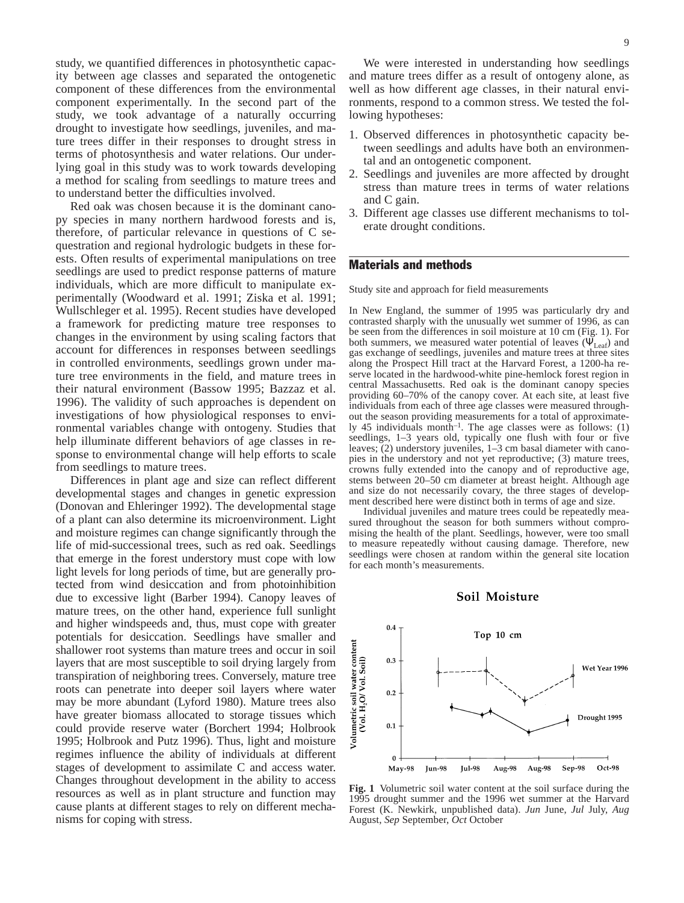study, we quantified differences in photosynthetic capacity between age classes and separated the ontogenetic component of these differences from the environmental component experimentally. In the second part of the study, we took advantage of a naturally occurring drought to investigate how seedlings, juveniles, and mature trees differ in their responses to drought stress in terms of photosynthesis and water relations. Our underlying goal in this study was to work towards developing a method for scaling from seedlings to mature trees and to understand better the difficulties involved.

Red oak was chosen because it is the dominant canopy species in many northern hardwood forests and is, therefore, of particular relevance in questions of C sequestration and regional hydrologic budgets in these forests. Often results of experimental manipulations on tree seedlings are used to predict response patterns of mature individuals, which are more difficult to manipulate experimentally (Woodward et al. 1991; Ziska et al. 1991; Wullschleger et al. 1995). Recent studies have developed a framework for predicting mature tree responses to changes in the environment by using scaling factors that account for differences in responses between seedlings in controlled environments, seedlings grown under mature tree environments in the field, and mature trees in their natural environment (Bassow 1995; Bazzaz et al. 1996). The validity of such approaches is dependent on investigations of how physiological responses to environmental variables change with ontogeny. Studies that help illuminate different behaviors of age classes in response to environmental change will help efforts to scale from seedlings to mature trees.

Differences in plant age and size can reflect different developmental stages and changes in genetic expression (Donovan and Ehleringer 1992). The developmental stage of a plant can also determine its microenvironment. Light and moisture regimes can change significantly through the life of mid-successional trees, such as red oak. Seedlings that emerge in the forest understory must cope with low light levels for long periods of time, but are generally protected from wind desiccation and from photoinhibition due to excessive light (Barber 1994). Canopy leaves of mature trees, on the other hand, experience full sunlight and higher windspeeds and, thus, must cope with greater potentials for desiccation. Seedlings have smaller and shallower root systems than mature trees and occur in soil layers that are most susceptible to soil drying largely from transpiration of neighboring trees. Conversely, mature tree roots can penetrate into deeper soil layers where water may be more abundant (Lyford 1980). Mature trees also have greater biomass allocated to storage tissues which could provide reserve water (Borchert 1994; Holbrook 1995; Holbrook and Putz 1996). Thus, light and moisture regimes influence the ability of individuals at different stages of development to assimilate C and access water. Changes throughout development in the ability to access resources as well as in plant structure and function may cause plants at different stages to rely on different mechanisms for coping with stress.

We were interested in understanding how seedlings and mature trees differ as a result of ontogeny alone, as well as how different age classes, in their natural environments, respond to a common stress. We tested the following hypotheses:

1. Observed differences in photosynthetic capacity between seedlings and adults have both an environmental and an ontogenetic component.
2. Seedlings and juveniles are more affected by drought stress than mature trees in terms of water relations and C gain.
3. Different age classes use different mechanisms to tolerate drought conditions.

## Materials and methods

### Study site and approach for field measurements

In New England, the summer of 1995 was particularly dry and contrasted sharply with the unusually wet summer of 1996, as can be seen from the differences in soil moisture at 10 cm (Fig. 1). For both summers, we measured water potential of leaves ($\Psi_{Leaf}$) and gas exchange of seedlings, juveniles and mature trees at three sites along the Prospect Hill tract at the Harvard Forest, a 1200-ha reserve located in the hardwood-white pine-hemlock forest region in central Massachusetts. Red oak is the dominant canopy species providing 60–70% of the canopy cover. At each site, at least five individuals from each of three age classes were measured throughout the season providing measurements for a total of approximately 45 individuals month$^{-1}$. The age classes were as follows: (1) seedlings, 1–3 years old, typically one flush with four or five leaves; (2) understory juveniles, 1–3 cm basal diameter with canopies in the understory and not yet reproductive; (3) mature trees, crowns fully extended into the canopy and of reproductive age, stems between 20–50 cm diameter at breast height. Although age and size do not necessarily covary, the three stages of development described here were distinct both in terms of age and size.

Individual juveniles and mature trees could be repeatedly measured throughout the season for both summers without compromising the health of the plant. Seedlings, however, were too small to measure repeatedly without causing damage. Therefore, new seedlings were chosen at random within the general site location for each month's measurements.

**Fig. 1** Volumetric soil water content at the soil surface during the 1995 drought summer and the 1996 wet summer at the Harvard Forest (K. Newkirk, unpublished data). *Jun* June, *Jul* July, *Aug* August, *Sep* September, *Oct* October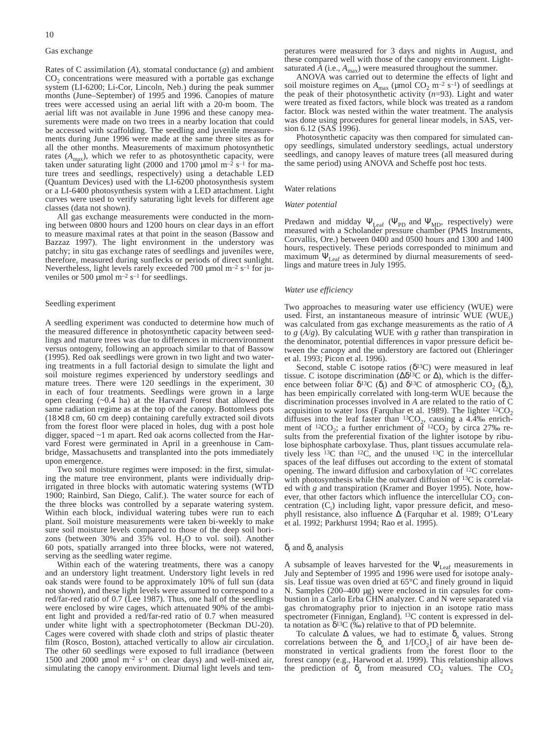## Gas exchange

Rates of C assimilation (*A*), stomatal conductance (*g*) and ambient $CO_2$ concentrations were measured with a portable gas exchange system (LI-6200; Li-Cor, Lincoln, Neb.) during the peak summer months (June–September) of 1995 and 1996. Canopies of mature trees were accessed using an aerial lift with a 20-m boom. The aerial lift was not available in June 1996 and these canopy measurements were made on two trees in a nearby location that could be accessed with scaffolding. The seedling and juvenile measurements during June 1996 were made at the same three sites as for all the other months. Measurements of maximum photosynthetic rates ($A_{max}$), which we refer to as photosynthetic capacity, were taken under saturating light (2000 and 1700 μmol $m^{-2}$ $s^{-1}$ for mature trees and seedlings, respectively) using a detachable LED (Quantum Devices) used with the LI-6200 photosynthesis system or a LI-6400 photosynthesis system with a LED attachment. Light curves were used to verify saturating light levels for different age classes (data not shown).

All gas exchange measurements were conducted in the morning between 0800 hours and 1200 hours on clear days in an effort to measure maximal rates at that point in the season (Bassow and Bazzaz 1997). The light environment in the understory was patchy; in situ gas exchange rates of seedlings and juveniles were, therefore, measured during sunflecks or periods of direct sunlight. Nevertheless, light levels rarely exceeded 700 μmol $m^{-2}$ $s^{-1}$ for juveniles or 500 μmol $m^{-2}$ $s^{-1}$ for seedlings.

## Seedling experiment

A seedling experiment was conducted to determine how much of the measured difference in photosynthetic capacity between seedlings and mature trees was due to differences in microenvironment versus ontogeny, following an approach similar to that of Bassow (1995). Red oak seedlings were grown in two light and two watering treatments in a full factorial design to simulate the light and soil moisture regimes experienced by understory seedlings and mature trees. There were 120 seedlings in the experiment, 30 in each of four treatments. Seedlings were grown in a large open clearing (~0.4 ha) at the Harvard Forest that allowed the same radiation regime as at the top of the canopy. Bottomless pots (18×18 cm, 60 cm deep) containing carefully extracted soil divots from the forest floor were placed in holes, dug with a post hole digger, spaced ~1 m apart. Red oak acorns collected from the Harvard Forest were germinated in April in a greenhouse in Cambridge, Massachusetts and transplanted into the pots immediately upon emergence.

Two soil moisture regimes were imposed: in the first, simulating the mature tree environment, plants were individually drip-irrigated in three blocks with automatic watering systems (WTD 1900; Rainbird, San Diego, Calif.). The water source for each of the three blocks was controlled by a separate watering system. Within each block, individual watering tubes were run to each plant. Soil moisture measurements were taken bi-weekly to make sure soil moisture levels compared to those of the deep soil horizons (between 30% and 35% vol. $H_2O$ to vol. soil). Another 60 pots, spatially arranged into three blocks, were not watered, serving as the seedling water regime.

Within each of the watering treatments, there was a canopy and an understory light treatment. Understory light levels in red oak stands were found to be approximately 10% of full sun (data not shown), and these light levels were assumed to correspond to a red/far-red ratio of 0.7 (Lee 1987). Thus, one half of the seedlings were enclosed by wire cages, which attenuated 90% of the ambient light and provided a red/far-red ratio of 0.7 when measured under white light with a spectrophotometer (Beckman DU-20). Cages were covered with shade cloth and strips of plastic theater film (Rosco, Boston), attached vertically to allow air circulation. The other 60 seedlings were exposed to full irradiance (between 1500 and 2000 μmol $m^{-2}$ $s^{-1}$ on clear days) and well-mixed air, simulating the canopy environment. Diurnal light levels and temperatures were measured for 3 days and nights in August, and these compared well with those of the canopy environment. Light-saturated *A* (i.e., $A_{max}$) were measured throughout the summer.

ANOVA was carried out to determine the effects of light and soil moisture regimes on $A_{max}$ (μmol $CO_2$ $m^{-2}$ $s^{-1}$) of seedlings at the peak of their photosynthetic activity ($n$=93). Light and water were treated as fixed factors, while block was treated as a random factor. Block was nested within the water treatment. The analysis was done using procedures for general linear models, in SAS, version 6.12 (SAS 1996).

Photosynthetic capacity was then compared for simulated canopy seedlings, simulated understory seedlings, actual understory seedlings, and canopy leaves of mature trees (all measured during the same period) using ANOVA and Scheffe post hoc tests.

## Water relations

### *Water potential*

Predawn and midday $\Psi_{Leaf}$ ($\Psi_{PD}$ and $\Psi_{MD}$, respectively) were measured with a Scholander pressure chamber (PMS Instruments, Corvallis, Ore.) between 0400 and 0500 hours and 1300 and 1400 hours, respectively. These periods corresponded to minimum and maximum $\Psi_{Leaf}$ as determined by diurnal measurements of seedlings and mature trees in July 1995.

### *Water use efficiency*

Two approaches to measuring water use efficiency (WUE) were used. First, an instantaneous measure of intrinsic WUE ($WUE_i$) was calculated from gas exchange measurements as the ratio of *A* to *g* (*A*/*g*). By calculating WUE with *g* rather than transpiration in the denominator, potential differences in vapor pressure deficit between the canopy and the understory are factored out (Ehleringer et al. 1993; Picon et al. 1996).

Second, stable C isotope ratios ($\delta^{13}C$) were measured in leaf tissue. C isotope discrimination ($\Delta\delta^{13}C$ or $\Delta$), which is the difference between foliar $\delta^{13}C$ ($\delta_l$) and $\delta^{13}C$ of atmospheric $CO_2$ ($\delta_a$), has been empirically correlated with long-term WUE because the discrimination processes involved in *A* are related to the ratio of C acquisition to water loss (Farquhar et al. 1989). The lighter $^{12}CO_2$ diffuses into the leaf faster than $^{13}CO_2$, causing a 4.4‰ enrichment of $^{12}CO_2$; a further enrichment of $^{12}CO_2$ by circa 27‰ results from the preferential fixation of the lighter isotope by ribulose biphosphate carboxylase. Thus, plant tissues accumulate relatively less $^{13}C$ than $^{12}C$, and the unused $^{13}C$ in the intercellular spaces of the leaf diffuses out according to the extent of stomatal opening. The inward diffusion and carboxylation of $^{12}C$ correlates with photosynthesis while the outward diffusion of $^{13}C$ is correlated with *g* and transpiration (Kramer and Boyer 1995). Note, however, that other factors which influence the intercellular $CO_2$ concentration ($C_i$) including light, vapor pressure deficit, and mesophyll resistance, also influence $\Delta$ (Farquhar et al. 1989; O'Leary et al. 1992; Parkhurst 1994; Rao et al. 1995).

## $\delta_l$ and $\delta_a$ analysis

A subsample of leaves harvested for the $\Psi_{Leaf}$ measurements in July and September of 1995 and 1996 were used for isotope analysis. Leaf tissue was oven dried at 65°C and finely ground in liquid N. Samples (200–400 μg) were enclosed in tin capsules for combustion in a Carlo Erba CHN analyzer. C and N were separated via gas chromatography prior to injection in an isotope ratio mass spectrometer (Finnigan, England). $^{13}C$ content is expressed in delta notation as $\delta^{13}C$ (‰) relative to that of PD belemnite.

To calculate $\Delta$ values, we had to estimate $\delta_a$ values. Strong correlations between the $\delta_a$ and $1/[CO_2]$ of air have been demonstrated in vertical gradients from the forest floor to the forest canopy (e.g., Harwood et al. 1999). This relationship allows the prediction of $\delta_a$ from measured $CO_2$ values. The $CO_2$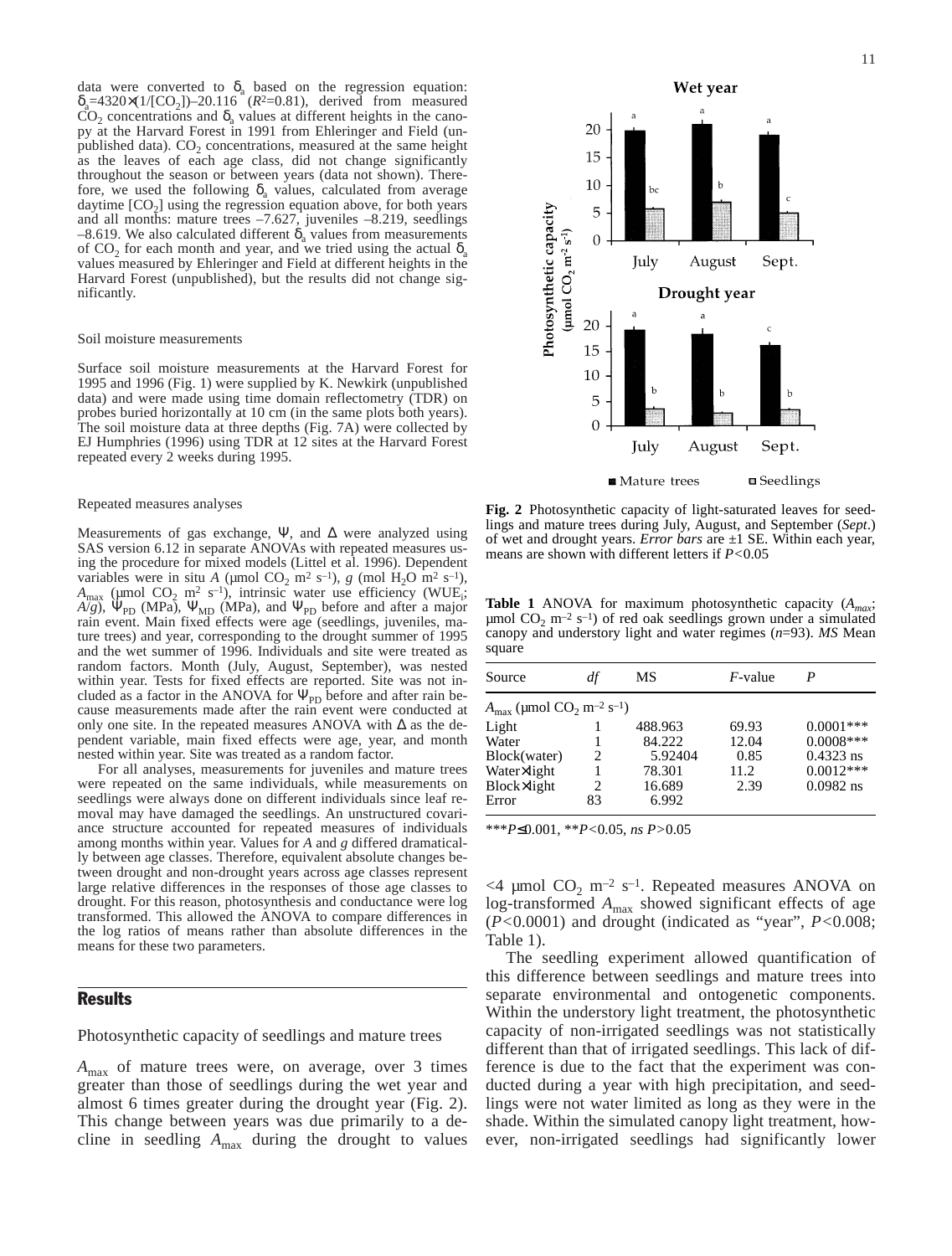data were converted to $\delta_a$ based on the regression equation: $\delta_a$=4320×(1/[$CO_2$])–20.116 ($R^2$=0.81), derived from measured $CO_2$ concentrations and $\delta_a$ values at different heights in the canopy at the Harvard Forest in 1991 from Ehleringer and Field (unpublished data). $CO_2$ concentrations, measured at the same height as the leaves of each age class, did not change significantly throughout the season or between years (data not shown). Therefore, we used the following $\delta_a$ values, calculated from average daytime [$CO_2$] using the regression equation above, for both years and all months: mature trees –7.627, juveniles –8.219, seedlings –8.619. We also calculated different $\delta_a$ values from measurements of $CO_2$ for each month and year, and we tried using the actual $\delta_a$ values measured by Ehleringer and Field at different heights in the Harvard Forest (unpublished), but the results did not change significantly.

### Soil moisture measurements

Surface soil moisture measurements at the Harvard Forest for 1995 and 1996 (Fig. 1) were supplied by K. Newkirk (unpublished data) and were made using time domain reflectometry (TDR) on probes buried horizontally at 10 cm (in the same plots both years). The soil moisture data at three depths (Fig. 7A) were collected by EJ Humphries (1996) using TDR at 12 sites at the Harvard Forest repeated every 2 weeks during 1995.

### Repeated measures analyses

Measurements of gas exchange, Ψ, and Δ were analyzed using SAS version 6.12 in separate ANOVAs with repeated measures using the procedure for mixed models (Littel et al. 1996). Dependent variables were in situ $A$ (μmol $CO_2$ $m^2$ $s^{-1}$), $g$ (mol $H_2O$ $m^2$ $s^{-1}$), $A_{max}$ (μmol $CO_2$ $m^2$ $s^{-1}$), intrinsic water use efficiency ($WUE_i$; $A/g$), $\Psi_{PD}$ (MPa), $\Psi_{MD}$ (MPa), and $\Psi_{PD}$ before and after a major rain event. Main fixed effects were age (seedlings, juveniles, mature trees) and year, corresponding to the drought summer of 1995 and the wet summer of 1996. Individuals and site were treated as random factors. Month (July, August, September), was nested within year. Tests for fixed effects are reported. Site was not included as a factor in the ANOVA for $\Psi_{PD}$ before and after rain because measurements made after the rain event were conducted at only one site. In the repeated measures ANOVA with Δ as the dependent variable, main fixed effects were age, year, and month nested within year. Site was treated as a random factor.

For all analyses, measurements for juveniles and mature trees were repeated on the same individuals, while measurements on seedlings were always done on different individuals since leaf removal may have damaged the seedlings. An unstructured covariance structure accounted for repeated measures of individuals among months within year. Values for $A$ and $g$ differed dramatically between age classes. Therefore, equivalent absolute changes between drought and non-drought years across age classes represent large relative differences in the responses of those age classes to drought. For this reason, photosynthesis and conductance were log transformed. This allowed the ANOVA to compare differences in the log ratios of means rather than absolute differences in the means for these two parameters.

## Results

### Photosynthetic capacity of seedlings and mature trees

$A_{max}$ of mature trees were, on average, over 3 times greater than those of seedlings during the wet year and almost 6 times greater during the drought year (Fig. 2). This change between years was due primarily to a decline in seedling $A_{max}$ during the drought to values <4 μmol $CO_2$ $m^{-2}$ $s^{-1}$. Repeated measures ANOVA on log-transformed $A_{max}$ showed significant effects of age ($P$<0.0001) and drought (indicated as "year", $P$<0.008; Table 1).

The seedling experiment allowed quantification of this difference between seedlings and mature trees into separate environmental and ontogenetic components. Within the understory light treatment, the photosynthetic capacity of non-irrigated seedlings was not statistically different than that of irrigated seedlings. This lack of difference is due to the fact that the experiment was conducted during a year with high precipitation, and seedlings were not water limited as long as they were in the shade. Within the simulated canopy light treatment, however, non-irrigated seedlings had significantly lower

**Fig. 2** Photosynthetic capacity of light-saturated leaves for seedlings and mature trees during July, August, and September (*Sept.*) of wet and drought years. *Error bars* are ±1 SE. Within each year, means are shown with different letters if $P$<0.05

**Table 1** ANOVA for maximum photosynthetic capacity ($A_{max}$; μmol $CO_2$ $m^{-2}$ $s^{-1}$) of red oak seedlings grown under a simulated canopy and understory light and water regimes ($n$=93). *MS* Mean square

| Source | *df* | MS | *F*-value | *P* |
|---|---|---|---|---|
| $A_{max}$ (μmol $CO_2$ $m^{-2}$ $s^{-1}$) | | | | |
| Light | 1 | 488.963 | 69.93 | 0.0001*** |
| Water | 1 | 84.222 | 12.04 | 0.0008*** |
| Block(water) | 2 | 5.92404 | 0.85 | 0.4323 ns |
| Water×light | 1 | 78.301 | 11.2 | 0.0012*** |
| Block×light | 2 | 16.689 | 2.39 | 0.0982 ns |
| Error | 83 | 6.992 | | |

***$P$≤0.001, **$P$<0.05, *ns* $P$>0.05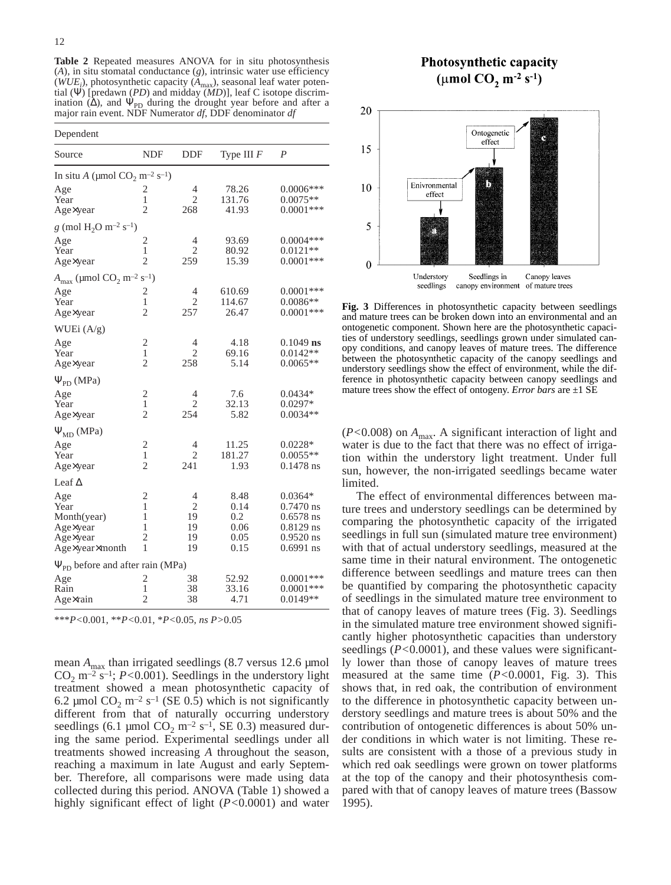**Table 2** Repeated measures ANOVA for in situ photosynthesis ($A$), in situ stomatal conductance ($g$), intrinsic water use efficiency ($WUE_i$), photosynthetic capacity ($A_{max}$), seasonal leaf water potential ($\Psi$) [predawn ($PD$) and midday ($MD$)], leaf C isotope discrimination ($\Delta$), and $\Psi_{PD}$ during the drought year before and after a major rain event. NDF Numerator *df*, DDF denominator *df*

| Dependent | | | | |
|---|---|---|---|---|
| Source | NDF | DDF | Type III *F* | *P* |
| In situ $A$ (μmol $CO_2$ $m^{-2}$ $s^{-1}$) | | | | |
| Age | 2 | 4 | 78.26 | 0.0006*** |
| Year | 1 | 2 | 131.76 | 0.0075** |
| Age×year | 2 | 268 | 41.93 | 0.0001*** |
| $g$ (mol $H_2O$ $m^{-2}$ $s^{-1}$) | | | | |
| Age | 2 | 4 | 93.69 | 0.0004*** |
| Year | 1 | 2 | 80.92 | 0.0121** |
| Age×year | 2 | 259 | 15.39 | 0.0001*** |
| $A_{max}$ (μmol $CO_2$ $m^{-2}$ $s^{-1}$) | | | | |
| Age | 2 | 4 | 610.69 | 0.0001*** |
| Year | 1 | 2 | 114.67 | 0.0086** |
| Age×year | 2 | 257 | 26.47 | 0.0001*** |
| WUEi (A/g) | | | | |
| Age | 2 | 4 | 4.18 | 0.1049 **ns** |
| Year | 1 | 2 | 69.16 | 0.0142** |
| Age×year | 2 | 258 | 5.14 | 0.0065** |
| $\Psi_{PD}$ (MPa) | | | | |
| Age | 2 | 4 | 7.6 | 0.0434* |
| Year | 1 | 2 | 32.13 | 0.0297* |
| Age×year | 2 | 254 | 5.82 | 0.0034** |
| $\Psi_{MD}$ (MPa) | | | | |
| Age | 2 | 4 | 11.25 | 0.0228* |
| Year | 1 | 2 | 181.27 | 0.0055** |
| Age×year | 2 | 241 | 1.93 | 0.1478 ns |
| Leaf $\Delta$ | | | | |
| Age | 2 | 4 | 8.48 | 0.0364* |
| Year | 1 | 2 | 0.14 | 0.7470 ns |
| Month(year) | 1 | 19 | 0.2 | 0.6578 ns |
| Age×year | 1 | 19 | 0.06 | 0.8129 ns |
| Age×year | 2 | 19 | 0.05 | 0.9520 ns |
| Age×year×month | 1 | 19 | 0.15 | 0.6991 ns |
| $\Psi_{PD}$ before and after rain (MPa) | | | | |
| Age | 2 | 38 | 52.92 | 0.0001*** |
| Rain | 1 | 38 | 33.16 | 0.0001*** |
| Age×rain | 2 | 38 | 4.71 | 0.0149** |

***$P<0.001$, **$P<0.01$, *$P<0.05$, *ns* $P>0.05$

mean $A_{max}$ than irrigated seedlings (8.7 versus 12.6 μmol $CO_2$ $m^{-2}$ $s^{-1}$; $P<0.001$). Seedlings in the understory light treatment showed a mean photosynthetic capacity of 6.2 μmol $CO_2$ $m^{-2}$ $s^{-1}$ (SE 0.5) which is not significantly different from that of naturally occurring understory seedlings (6.1 μmol $CO_2$ $m^{-2}$ $s^{-1}$, SE 0.3) measured during the same period. Experimental seedlings under all treatments showed increasing $A$ throughout the season, reaching a maximum in late August and early September. Therefore, all comparisons were made using data collected during this period. ANOVA (Table 1) showed a highly significant effect of light ($P<0.0001$) and water ($P<0.008$) on $A_{max}$. A significant interaction of light and water is due to the fact that there was no effect of irrigation within the understory light treatment. Under full sun, however, the non-irrigated seedlings became water limited.

The effect of environmental differences between mature trees and understory seedlings can be determined by comparing the photosynthetic capacity of the irrigated seedlings in full sun (simulated mature tree environment) with that of actual understory seedlings, measured at the same time in their natural environment. The ontogenetic difference between seedlings and mature trees can then be quantified by comparing the photosynthetic capacity of seedlings in the simulated mature tree environment to that of canopy leaves of mature trees (Fig. 3). Seedlings in the simulated mature tree environment showed significantly higher photosynthetic capacities than understory seedlings ($P<0.0001$), and these values were significantly lower than those of canopy leaves of mature trees measured at the same time ($P<0.0001$, Fig. 3). This shows that, in red oak, the contribution of environment to the difference in photosynthetic capacity between understory seedlings and mature trees is about 50% and the contribution of ontogenetic differences is about 50% under conditions in which water is not limiting. These results are consistent with a those of a previous study in which red oak seedlings were grown on tower platforms at the top of the canopy and their photosynthesis compared with that of canopy leaves of mature trees (Bassow 1995).

**Fig. 3** Differences in photosynthetic capacity between seedlings and mature trees can be broken down into an environmental and an ontogenetic component. Shown here are the photosynthetic capacities of understory seedlings, seedlings grown under simulated canopy conditions, and canopy leaves of mature trees. The difference between the photosynthetic capacity of the canopy seedlings and understory seedlings show the effect of environment, while the difference in photosynthetic capacity between canopy seedlings and mature trees show the effect of ontogeny. *Error bars* are ±1 SE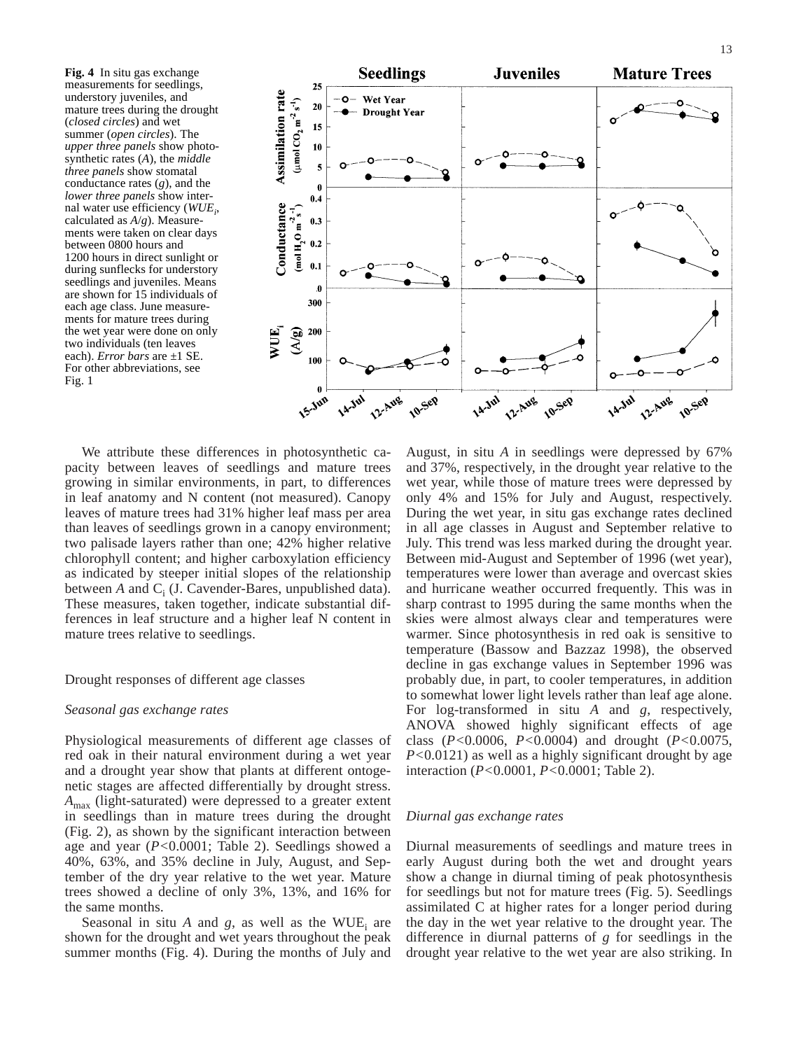**Fig. 4** In situ gas exchange measurements for seedlings, understory juveniles, and mature trees during the drought (*closed circles*) and wet summer (*open circles*). The *upper three panels* show photosynthetic rates (*A*), the *middle three panels* show stomatal conductance rates (*g*), and the *lower three panels* show internal water use efficiency ($WUE_i$, calculated as *A*/*g*). Measurements were taken on clear days between 0800 hours and 1200 hours in direct sunlight or during sunflecks for understory seedlings and juveniles. Means are shown for 15 individuals of each age class. June measurements for mature trees during the wet year were done on only two individuals (ten leaves each). *Error bars* are ±1 SE. For other abbreviations, see Fig. 1

We attribute these differences in photosynthetic capacity between leaves of seedlings and mature trees growing in similar environments, in part, to differences in leaf anatomy and N content (not measured). Canopy leaves of mature trees had 31% higher leaf mass per area than leaves of seedlings grown in a canopy environment; two palisade layers rather than one; 42% higher relative chlorophyll content; and higher carboxylation efficiency as indicated by steeper initial slopes of the relationship between *A* and $C_i$ (J. Cavender-Bares, unpublished data). These measures, taken together, indicate substantial differences in leaf structure and a higher leaf N content in mature trees relative to seedlings.

## Drought responses of different age classes

### *Seasonal gas exchange rates*

Physiological measurements of different age classes of red oak in their natural environment during a wet year and a drought year show that plants at different ontogenetic stages are affected differentially by drought stress. $A_{max}$ (light-saturated) were depressed to a greater extent in seedlings than in mature trees during the drought (Fig. 2), as shown by the significant interaction between age and year ($P<0.0001$; Table 2). Seedlings showed a 40%, 63%, and 35% decline in July, August, and September of the dry year relative to the wet year. Mature trees showed a decline of only 3%, 13%, and 16% for the same months.

Seasonal in situ *A* and *g*, as well as the $WUE_i$ are shown for the drought and wet years throughout the peak summer months (Fig. 4). During the months of July and August, in situ *A* in seedlings were depressed by 67% and 37%, respectively, in the drought year relative to the wet year, while those of mature trees were depressed by only 4% and 15% for July and August, respectively. During the wet year, in situ gas exchange rates declined in all age classes in August and September relative to July. This trend was less marked during the drought year. Between mid-August and September of 1996 (wet year), temperatures were lower than average and overcast skies and hurricane weather occurred frequently. This was in sharp contrast to 1995 during the same months when the skies were almost always clear and temperatures were warmer. Since photosynthesis in red oak is sensitive to temperature (Bassow and Bazzaz 1998), the observed decline in gas exchange values in September 1996 was probably due, in part, to cooler temperatures, in addition to somewhat lower light levels rather than leaf age alone. For log-transformed in situ *A* and *g*, respectively, ANOVA showed highly significant effects of age class ($P<0.0006$, $P<0.0004$) and drought ($P<0.0075$, $P<0.0121$) as well as a highly significant drought by age interaction ($P<0.0001$, $P<0.0001$; Table 2).

### *Diurnal gas exchange rates*

Diurnal measurements of seedlings and mature trees in early August during both the wet and drought years show a change in diurnal timing of peak photosynthesis for seedlings but not for mature trees (Fig. 5). Seedlings assimilated C at higher rates for a longer period during the day in the wet year relative to the drought year. The difference in diurnal patterns of *g* for seedlings in the drought year relative to the wet year are also striking. In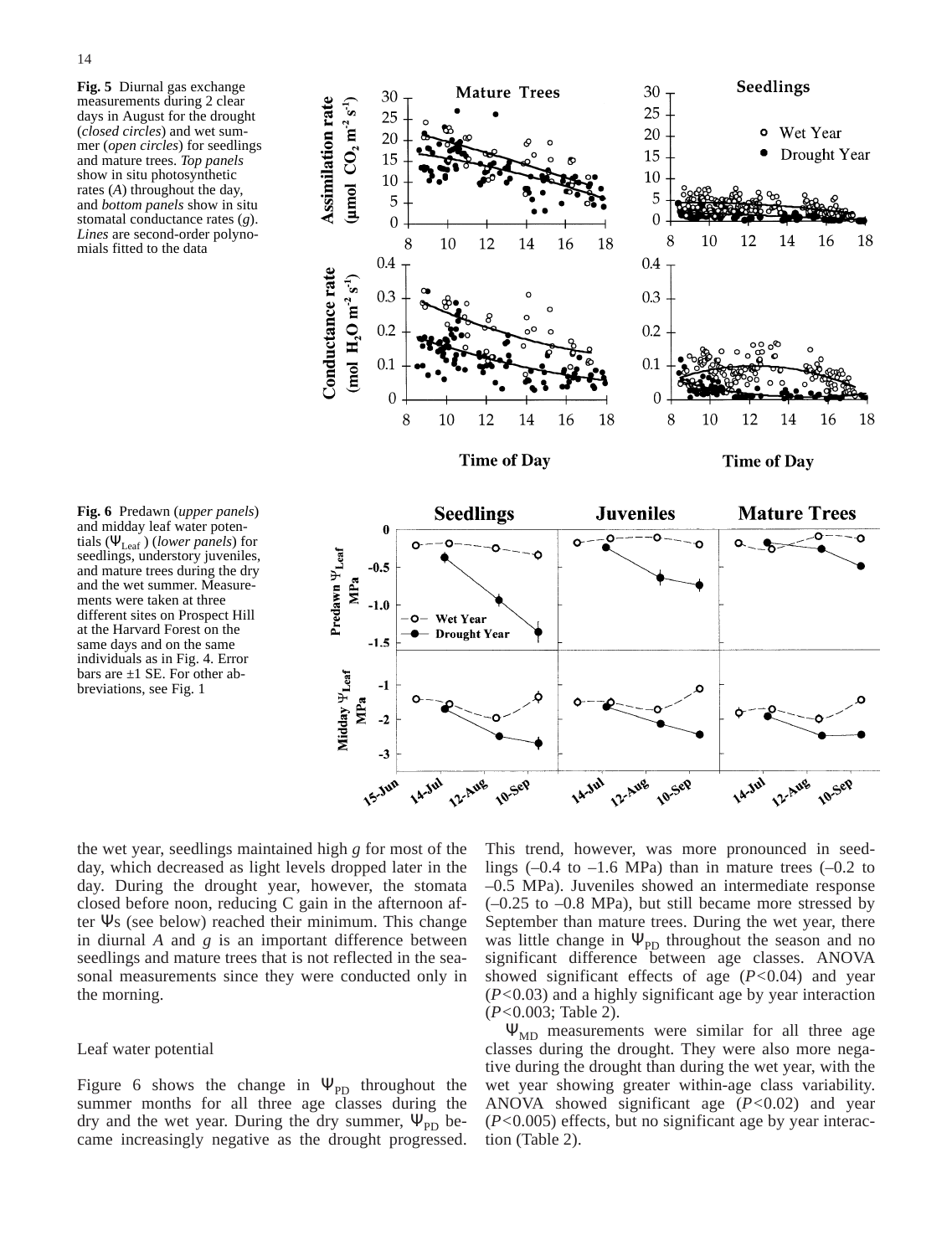**Fig. 5** Diurnal gas exchange measurements during 2 clear days in August for the drought (*closed circles*) and wet summer (*open circles*) for seedlings and mature trees. *Top panels* show in situ photosynthetic rates (*A*) throughout the day, and *bottom panels* show in situ stomatal conductance rates (*g*). *Lines* are second-order polynomials fitted to the data

**Fig. 6** Predawn (*upper panels*) and midday leaf water potentials ($\Psi_{Leaf}$) (*lower panels*) for seedlings, understory juveniles, and mature trees during the dry and the wet summer. Measurements were taken at three different sites on Prospect Hill at the Harvard Forest on the same days and on the same individuals as in Fig. 4. Error bars are ±1 SE. For other abbreviations, see Fig. 1

the wet year, seedlings maintained high *g* for most of the day, which decreased as light levels dropped later in the day. During the drought year, however, the stomata closed before noon, reducing C gain in the afternoon after Ψs (see below) reached their minimum. This change in diurnal *A* and *g* is an important difference between seedlings and mature trees that is not reflected in the seasonal measurements since they were conducted only in the morning.

## Leaf water potential

Figure 6 shows the change in $\Psi_{PD}$ throughout the summer months for all three age classes during the dry and the wet year. During the dry summer, $\Psi_{PD}$ became increasingly negative as the drought progressed. This trend, however, was more pronounced in seedlings (–0.4 to –1.6 MPa) than in mature trees (–0.2 to –0.5 MPa). Juveniles showed an intermediate response (–0.25 to –0.8 MPa), but still became more stressed by September than mature trees. During the wet year, there was little change in $\Psi_{PD}$ throughout the season and no significant difference between age classes. ANOVA showed significant effects of age ($P<0.04$) and year ($P<0.03$) and a highly significant age by year interaction ($P<0.003$; Table 2).

$\Psi_{MD}$ measurements were similar for all three age classes during the drought. They were also more negative during the drought than during the wet year, with the wet year showing greater within-age class variability. ANOVA showed significant age ($P<0.02$) and year ($P<0.005$) effects, but no significant age by year interaction (Table 2).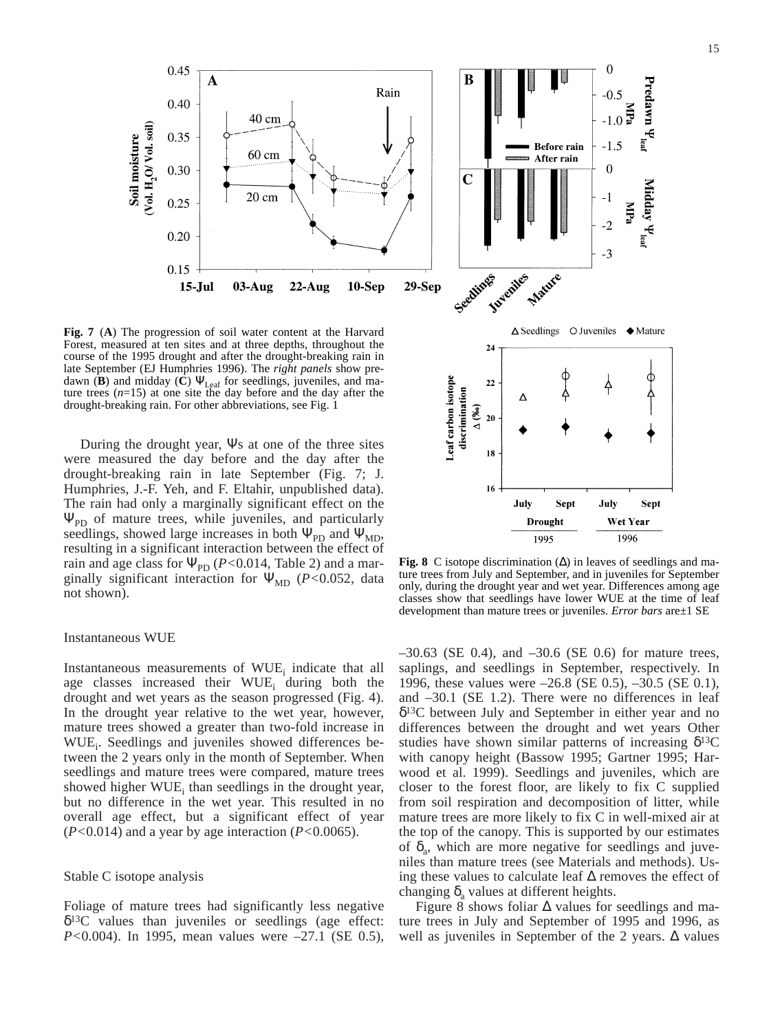**Fig. 7** (**A**) The progression of soil water content at the Harvard Forest, measured at ten sites and at three depths, throughout the course of the 1995 drought and after the drought-breaking rain in late September (EJ Humphries 1996). The *right panels* show predawn (**B**) and midday (**C**) $\Psi_{Leaf}$ for seedlings, juveniles, and mature trees ($n$=15) at one site the day before and the day after the drought-breaking rain. For other abbreviations, see Fig. 1

**Fig. 8** C isotope discrimination ($\Delta$) in leaves of seedlings and mature trees from July and September, and in juveniles for September only, during the drought year and wet year. Differences among age classes show that seedlings have lower WUE at the time of leaf development than mature trees or juveniles. *Error bars* are±1 SE

During the drought year, $\Psi$s at one of the three sites were measured the day before and the day after the drought-breaking rain in late September (Fig. 7; J. Humphries, J.-F. Yeh, and F. Eltahir, unpublished data). The rain had only a marginally significant effect on the $\Psi_{PD}$ of mature trees, while juveniles, and particularly seedlings, showed large increases in both $\Psi_{PD}$ and $\Psi_{MD}$, resulting in a significant interaction between the effect of rain and age class for $\Psi_{PD}$ ($P$<0.014, Table 2) and a marginally significant interaction for $\Psi_{MD}$ ($P$<0.052, data not shown).

## Instantaneous WUE

Instantaneous measurements of $WUE_i$ indicate that all age classes increased their $WUE_i$ during both the drought and wet years as the season progressed (Fig. 4). In the drought year relative to the wet year, however, mature trees showed a greater than two-fold increase in $WUE_i$. Seedlings and juveniles showed differences between the 2 years only in the month of September. When seedlings and mature trees were compared, mature trees showed higher $WUE_i$ than seedlings in the drought year, but no difference in the wet year. This resulted in no overall age effect, but a significant effect of year ($P$<0.014) and a year by age interaction ($P$<0.0065).

## Stable C isotope analysis

Foliage of mature trees had significantly less negative $\delta^{13}C$ values than juveniles or seedlings (age effect: $P$<0.004). In 1995, mean values were –27.1 (SE 0.5), –30.63 (SE 0.4), and –30.6 (SE 0.6) for mature trees, saplings, and seedlings in September, respectively. In 1996, these values were –26.8 (SE 0.5), –30.5 (SE 0.1), and –30.1 (SE 1.2). There were no differences in leaf $\delta^{13}C$ between July and September in either year and no differences between the drought and wet years Other studies have shown similar patterns of increasing $\delta^{13}C$ with canopy height (Bassow 1995; Gartner 1995; Harwood et al. 1999). Seedlings and juveniles, which are closer to the forest floor, are likely to fix C supplied from soil respiration and decomposition of litter, while mature trees are more likely to fix C in well-mixed air at the top of the canopy. This is supported by our estimates of $\delta_a$, which are more negative for seedlings and juveniles than mature trees (see Materials and methods). Using these values to calculate leaf $\Delta$ removes the effect of changing $\delta_a$ values at different heights.

Figure 8 shows foliar $\Delta$ values for seedlings and mature trees in July and September of 1995 and 1996, as well as juveniles in September of the 2 years. $\Delta$ values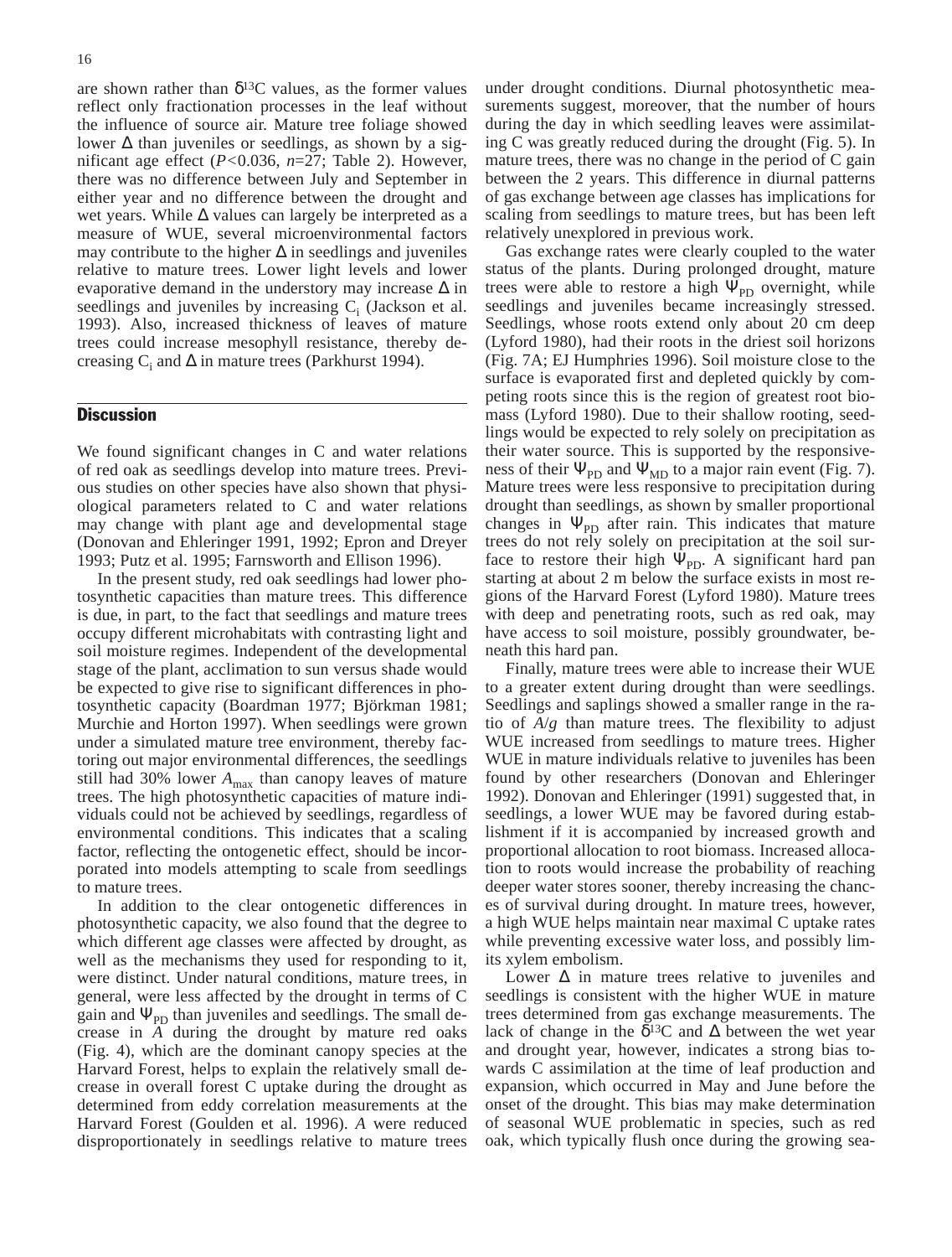are shown rather than $\delta^{13}C$ values, as the former values reflect only fractionation processes in the leaf without the influence of source air. Mature tree foliage showed lower $\Delta$ than juveniles or seedlings, as shown by a significant age effect ($P<0.036$, $n=27$; Table 2). However, there was no difference between July and September in either year and no difference between the drought and wet years. While $\Delta$ values can largely be interpreted as a measure of WUE, several microenvironmental factors may contribute to the higher $\Delta$ in seedlings and juveniles relative to mature trees. Lower light levels and lower evaporative demand in the understory may increase $\Delta$ in seedlings and juveniles by increasing $C_i$ (Jackson et al. 1993). Also, increased thickness of leaves of mature trees could increase mesophyll resistance, thereby decreasing $C_i$ and $\Delta$ in mature trees (Parkhurst 1994).

## Discussion

We found significant changes in C and water relations of red oak as seedlings develop into mature trees. Previous studies on other species have also shown that physiological parameters related to C and water relations may change with plant age and developmental stage (Donovan and Ehleringer 1991, 1992; Epron and Dreyer 1993; Putz et al. 1995; Farnsworth and Ellison 1996).

In the present study, red oak seedlings had lower photosynthetic capacities than mature trees. This difference is due, in part, to the fact that seedlings and mature trees occupy different microhabitats with contrasting light and soil moisture regimes. Independent of the developmental stage of the plant, acclimation to sun versus shade would be expected to give rise to significant differences in photosynthetic capacity (Boardman 1977; Björkman 1981; Murchie and Horton 1997). When seedlings were grown under a simulated mature tree environment, thereby factoring out major environmental differences, the seedlings still had 30% lower $A_{max}$ than canopy leaves of mature trees. The high photosynthetic capacities of mature individuals could not be achieved by seedlings, regardless of environmental conditions. This indicates that a scaling factor, reflecting the ontogenetic effect, should be incorporated into models attempting to scale from seedlings to mature trees.

In addition to the clear ontogenetic differences in photosynthetic capacity, we also found that the degree to which different age classes were affected by drought, as well as the mechanisms they used for responding to it, were distinct. Under natural conditions, mature trees, in general, were less affected by the drought in terms of C gain and $\Psi_{PD}$ than juveniles and seedlings. The small decrease in *A* during the drought by mature red oaks (Fig. 4), which are the dominant canopy species at the Harvard Forest, helps to explain the relatively small decrease in overall forest C uptake during the drought as determined from eddy correlation measurements at the Harvard Forest (Goulden et al. 1996). *A* were reduced disproportionately in seedlings relative to mature trees under drought conditions. Diurnal photosynthetic measurements suggest, moreover, that the number of hours during the day in which seedling leaves were assimilating C was greatly reduced during the drought (Fig. 5). In mature trees, there was no change in the period of C gain between the 2 years. This difference in diurnal patterns of gas exchange between age classes has implications for scaling from seedlings to mature trees, but has been left relatively unexplored in previous work.

Gas exchange rates were clearly coupled to the water status of the plants. During prolonged drought, mature trees were able to restore a high $\Psi_{PD}$ overnight, while seedlings and juveniles became increasingly stressed. Seedlings, whose roots extend only about 20 cm deep (Lyford 1980), had their roots in the driest soil horizons (Fig. 7A; EJ Humphries 1996). Soil moisture close to the surface is evaporated first and depleted quickly by competing roots since this is the region of greatest root biomass (Lyford 1980). Due to their shallow rooting, seedlings would be expected to rely solely on precipitation as their water source. This is supported by the responsiveness of their $\Psi_{PD}$ and $\Psi_{MD}$ to a major rain event (Fig. 7). Mature trees were less responsive to precipitation during drought than seedlings, as shown by smaller proportional changes in $\Psi_{PD}$ after rain. This indicates that mature trees do not rely solely on precipitation at the soil surface to restore their high $\Psi_{PD}$. A significant hard pan starting at about 2 m below the surface exists in most regions of the Harvard Forest (Lyford 1980). Mature trees with deep and penetrating roots, such as red oak, may have access to soil moisture, possibly groundwater, beneath this hard pan.

Finally, mature trees were able to increase their WUE to a greater extent during drought than were seedlings. Seedlings and saplings showed a smaller range in the ratio of *A*/*g* than mature trees. The flexibility to adjust WUE increased from seedlings to mature trees. Higher WUE in mature individuals relative to juveniles has been found by other researchers (Donovan and Ehleringer 1992). Donovan and Ehleringer (1991) suggested that, in seedlings, a lower WUE may be favored during establishment if it is accompanied by increased growth and proportional allocation to root biomass. Increased allocation to roots would increase the probability of reaching deeper water stores sooner, thereby increasing the chances of survival during drought. In mature trees, however, a high WUE helps maintain near maximal C uptake rates while preventing excessive water loss, and possibly limits its xylem embolism.

Lower $\Delta$ in mature trees relative to juveniles and seedlings is consistent with the higher WUE in mature trees determined from gas exchange measurements. The lack of change in the $\delta^{13}C$ and $\Delta$ between the wet year and drought year, however, indicates a strong bias towards C assimilation at the time of leaf production and expansion, which occurred in May and June before the onset of the drought. This bias may make determination of seasonal WUE problematic in species, such as red oak, which typically flush once during the growing sea-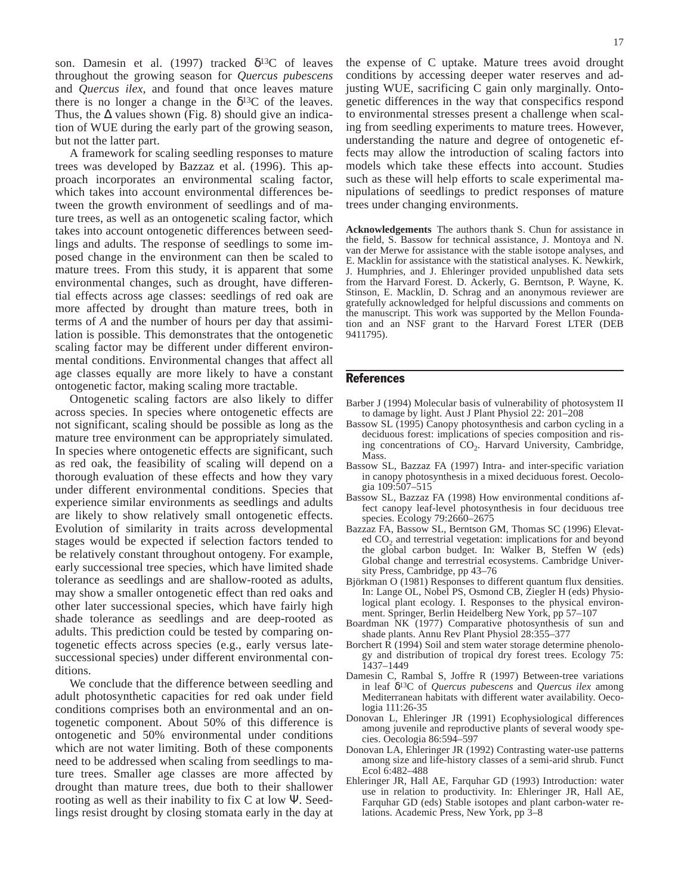son. Damesin et al. (1997) tracked $\delta^{13}C$ of leaves throughout the growing season for *Quercus pubescens* and *Quercus ilex*, and found that once leaves mature there is no longer a change in the $\delta^{13}C$ of the leaves. Thus, the $\Delta$ values shown (Fig. 8) should give an indication of WUE during the early part of the growing season, but not the latter part.

A framework for scaling seedling responses to mature trees was developed by Bazzaz et al. (1996). This approach incorporates an environmental scaling factor, which takes into account environmental differences between the growth environment of seedlings and of mature trees, as well as an ontogenetic scaling factor, which takes into account ontogenetic differences between seedlings and adults. The response of seedlings to some imposed change in the environment can then be scaled to mature trees. From this study, it is apparent that some environmental changes, such as drought, have differential effects across age classes: seedlings of red oak are more affected by drought than mature trees, both in terms of *A* and the number of hours per day that assimilation is possible. This demonstrates that the ontogenetic scaling factor may be different under different environmental conditions. Environmental changes that affect all age classes equally are more likely to have a constant ontogenetic factor, making scaling more tractable.

Ontogenetic scaling factors are also likely to differ across species. In species where ontogenetic effects are not significant, scaling should be possible as long as the mature tree environment can be appropriately simulated. In species where ontogenetic effects are significant, such as red oak, the feasibility of scaling will depend on a thorough evaluation of these effects and how they vary under different environmental conditions. Species that experience similar environments as seedlings and adults are likely to show relatively small ontogenetic effects. Evolution of similarity in traits across developmental stages would be expected if selection factors tended to be relatively constant throughout ontogeny. For example, early successional tree species, which have limited shade tolerance as seedlings and are shallow-rooted as adults, may show a smaller ontogenetic effect than red oaks and other later successional species, which have fairly high shade tolerance as seedlings and are deep-rooted as adults. This prediction could be tested by comparing ontogenetic effects across species (e.g., early versus late-successional species) under different environmental conditions.

We conclude that the difference between seedling and adult photosynthetic capacities for red oak under field conditions comprises both an environmental and an ontogenetic component. About 50% of this difference is ontogenetic and 50% environmental under conditions which are not water limiting. Both of these components need to be addressed when scaling from seedlings to mature trees. Smaller age classes are more affected by drought than mature trees, due both to their shallower rooting as well as their inability to fix C at low $\Psi$. Seedlings resist drought by closing stomata early in the day at the expense of C uptake. Mature trees avoid drought conditions by accessing deeper water reserves and adjusting WUE, sacrificing C gain only marginally. Ontogenetic differences in the way that conspecifics respond to environmental stresses present a challenge when scaling from seedling experiments to mature trees. However, understanding the nature and degree of ontogenetic effects may allow the introduction of scaling factors into models which take these effects into account. Studies such as these will help efforts to scale experimental manipulations of seedlings to predict responses of mature trees under changing environments.

**Acknowledgements** The authors thank S. Chun for assistance in the field, S. Bassow for technical assistance, J. Montoya and N. van der Merwe for assistance with the stable isotope analyses, and E. Macklin for assistance with the statistical analyses. K. Newkirk, J. Humphries, and J. Ehleringer provided unpublished data sets from the Harvard Forest. D. Ackerly, G. Berntson, P. Wayne, K. Stinson, E. Macklin, D. Schrag and an anonymous reviewer are gratefully acknowledged for helpful discussions and comments on the manuscript. This work was supported by the Mellon Foundation and an NSF grant to the Harvard Forest LTER (DEB 9411795).

## References

Barber J (1994) Molecular basis of vulnerability of photosystem II to damage by light. Aust J Plant Physiol 22: 201–208

Bassow SL (1995) Canopy photosynthesis and carbon cycling in a deciduous forest: implications of species composition and rising concentrations of $CO_2$. Harvard University, Cambridge, Mass.

Bassow SL, Bazzaz FA (1997) Intra- and inter-specific variation in canopy photosynthesis in a mixed deciduous forest. Oecologia 109:507–515

Bassow SL, Bazzaz FA (1998) How environmental conditions affect canopy leaf-level photosynthesis in four deciduous tree species. Ecology 79:2660–2675

Bazzaz FA, Bassow SL, Berntson GM, Thomas SC (1996) Elevated $CO_2$ and terrestrial vegetation: implications for and beyond the global carbon budget. In: Walker B, Steffen W (eds) Global change and terrestrial ecosystems. Cambridge University Press, Cambridge, pp 43–76

Björkman O (1981) Responses to different quantum flux densities. In: Lange OL, Nobel PS, Osmond CB, Ziegler H (eds) Physiological plant ecology. I. Responses to the physical environment. Springer, Berlin Heidelberg New York, pp 57–107

Boardman NK (1977) Comparative photosynthesis of sun and shade plants. Annu Rev Plant Physiol 28:355–377

Borchert R (1994) Soil and stem water storage determine phenology and distribution of tropical dry forest trees. Ecology 75: 1437–1449

Damesin C, Rambal S, Joffre R (1997) Between-tree variations in leaf $\delta^{13}C$ of *Quercus pubescens* and *Quercus ilex* among Mediterranean habitats with different water availability. Oecologia 111:26-35

Donovan L, Ehleringer JR (1991) Ecophysiological differences among juvenile and reproductive plants of several woody species. Oecologia 86:594–597

Donovan LA, Ehleringer JR (1992) Contrasting water-use patterns among size and life-history classes of a semi-arid shrub. Funct Ecol 6:482–488

Ehleringer JR, Hall AE, Farquhar GD (1993) Introduction: water use in relation to productivity. In: Ehleringer JR, Hall AE, Farquhar GD (eds) Stable isotopes and plant carbon-water relations. Academic Press, New York, pp 3–8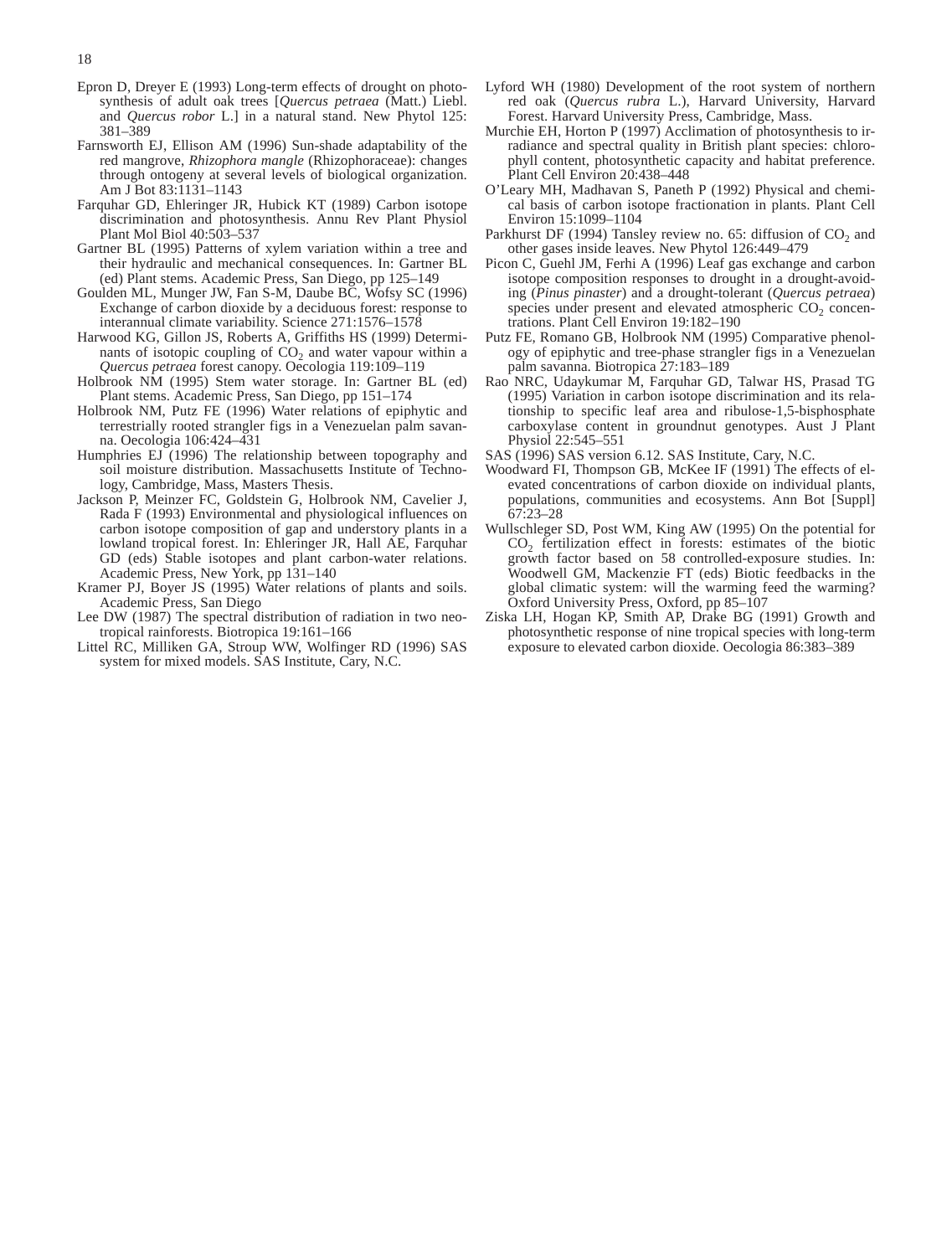Epron D, Dreyer E (1993) Long-term effects of drought on photosynthesis of adult oak trees [*Quercus petraea* (Matt.) Liebl. and *Quercus robor* L.] in a natural stand. New Phytol 125: 381–389

Farnsworth EJ, Ellison AM (1996) Sun-shade adaptability of the red mangrove, *Rhizophora mangle* (Rhizophoraceae): changes through ontogeny at several levels of biological organization. Am J Bot 83:1131–1143

Farquhar GD, Ehleringer JR, Hubick KT (1989) Carbon isotope discrimination and photosynthesis. Annu Rev Plant Physiol Plant Mol Biol 40:503–537

Gartner BL (1995) Patterns of xylem variation within a tree and their hydraulic and mechanical consequences. In: Gartner BL (ed) Plant stems. Academic Press, San Diego, pp 125–149

Goulden ML, Munger JW, Fan S-M, Daube BC, Wofsy SC (1996) Exchange of carbon dioxide by a deciduous forest: response to interannual climate variability. Science 271:1576–1578

Harwood KG, Gillon JS, Roberts A, Griffiths HS (1999) Determinants of isotopic coupling of $CO_2$ and water vapour within a *Quercus petraea* forest canopy. Oecologia 119:109–119

Holbrook NM (1995) Stem water storage. In: Gartner BL (ed) Plant stems. Academic Press, San Diego, pp 151–174

Holbrook NM, Putz FE (1996) Water relations of epiphytic and terrestrially rooted strangler figs in a Venezuelan palm savanna. Oecologia 106:424–431

Humphries EJ (1996) The relationship between topography and soil moisture distribution. Massachusetts Institute of Technology, Cambridge, Mass, Masters Thesis.

Jackson P, Meinzer FC, Goldstein G, Holbrook NM, Cavelier J, Rada F (1993) Environmental and physiological influences on carbon isotope composition of gap and understory plants in a lowland tropical forest. In: Ehleringer JR, Hall AE, Farquhar GD (eds) Stable isotopes and plant carbon-water relations. Academic Press, New York, pp 131–140

Kramer PJ, Boyer JS (1995) Water relations of plants and soils. Academic Press, San Diego

Lee DW (1987) The spectral distribution of radiation in two neotropical rainforests. Biotropica 19:161–166

Littel RC, Milliken GA, Stroup WW, Wolfinger RD (1996) SAS system for mixed models. SAS Institute, Cary, N.C.

Lyford WH (1980) Development of the root system of northern red oak (*Quercus rubra* L.), Harvard University, Harvard Forest. Harvard University Press, Cambridge, Mass.

Murchie EH, Horton P (1997) Acclimation of photosynthesis to irradiance and spectral quality in British plant species: chlorophyll content, photosynthetic capacity and habitat preference. Plant Cell Environ 20:438–448

O'Leary MH, Madhavan S, Paneth P (1992) Physical and chemical basis of carbon isotope fractionation in plants. Plant Cell Environ 15:1099–1104

Parkhurst DF (1994) Tansley review no. 65: diffusion of $CO_2$ and other gases inside leaves. New Phytol 126:449–479

Picon C, Guehl JM, Ferhi A (1996) Leaf gas exchange and carbon isotope composition responses to drought in a drought-avoiding (*Pinus pinaster*) and a drought-tolerant (*Quercus petraea*) species under present and elevated atmospheric $CO_2$ concentrations. Plant Cell Environ 19:182–190

Putz FE, Romano GB, Holbrook NM (1995) Comparative phenology of epiphytic and tree-phase strangler figs in a Venezuelan palm savanna. Biotropica 27:183–189

Rao NRC, Udaykumar M, Farquhar GD, Talwar HS, Prasad TG (1995) Variation in carbon isotope discrimination and its relationship to specific leaf area and ribulose-1,5-bisphosphate carboxylase content in groundnut genotypes. Aust J Plant Physiol 22:545–551

SAS (1996) SAS version 6.12. SAS Institute, Cary, N.C.

Woodward FI, Thompson GB, McKee IF (1991) The effects of elevated concentrations of carbon dioxide on individual plants, populations, communities and ecosystems. Ann Bot [Suppl] 67:23–28

Wullschleger SD, Post WM, King AW (1995) On the potential for $CO_2$ fertilization effect in forests: estimates of the biotic growth factor based on 58 controlled-exposure studies. In: Woodwell GM, Mackenzie FT (eds) Biotic feedbacks in the global climatic system: will the warming feed the warming? Oxford University Press, Oxford, pp 85–107

Ziska LH, Hogan KP, Smith AP, Drake BG (1991) Growth and photosynthetic response of nine tropical species with long-term exposure to elevated carbon dioxide. Oecologia 86:383–389